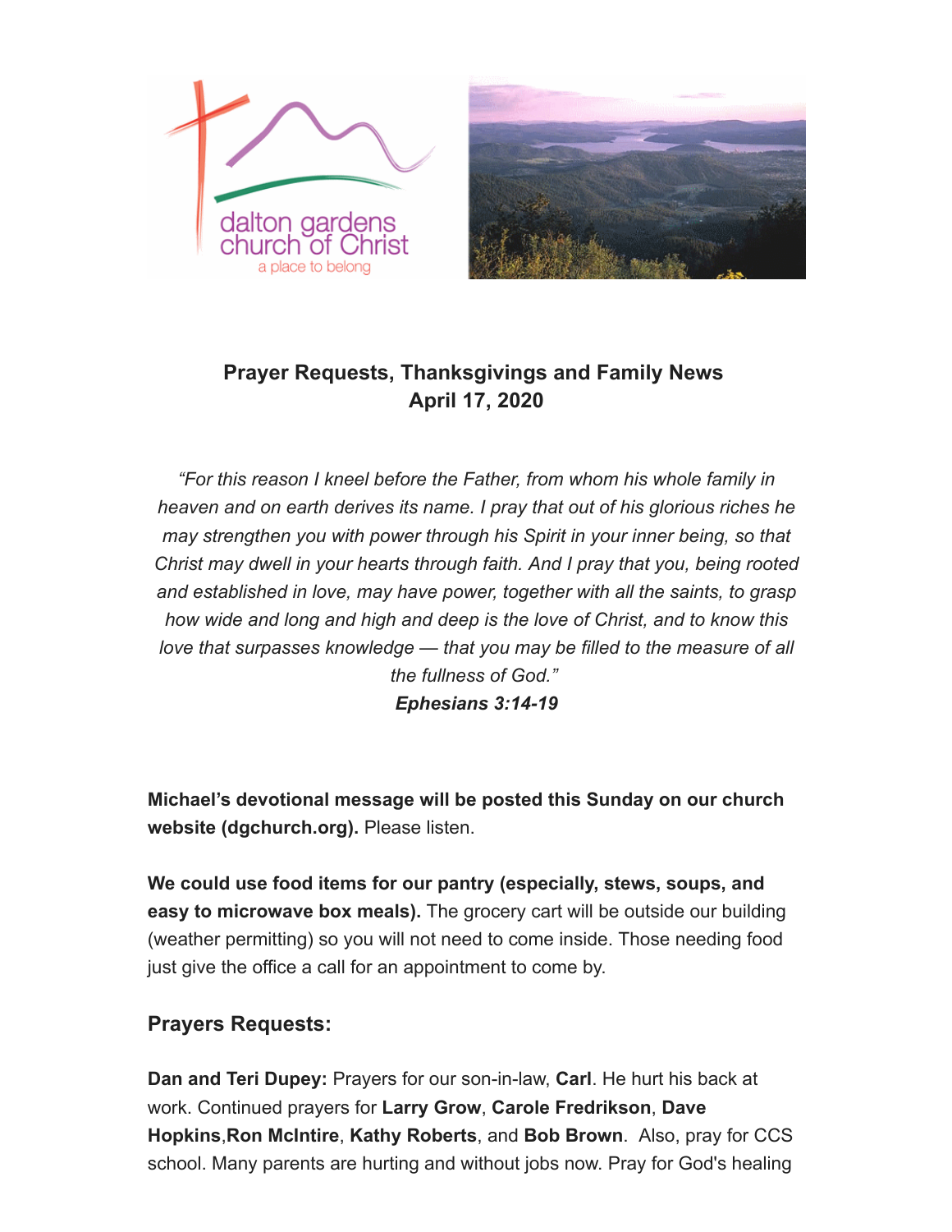dalton gardens church of Christ

a place to belong

**Prayer Requests, Thanksgivings and Family News**
**April 17, 2020**

*"For this reason I kneel before the Father, from whom his whole family in heaven and on earth derives its name. I pray that out of his glorious riches he may strengthen you with power through his Spirit in your inner being, so that Christ may dwell in your hearts through faith. And I pray that you, being rooted and established in love, may have power, together with all the saints, to grasp how wide and long and high and deep is the love of Christ, and to know this love that surpasses knowledge — that you may be filled to the measure of all the fullness of God."*
***Ephesians 3:14-19***

**Michael's devotional message will be posted this Sunday on our church website (dgchurch.org).** Please listen.

**We could use food items for our pantry (especially, stews, soups, and easy to microwave box meals).** The grocery cart will be outside our building (weather permitting) so you will not need to come inside. Those needing food just give the office a call for an appointment to come by.

### Prayers Requests:

**Dan and Teri Dupey:** Prayers for our son-in-law, **Carl**. He hurt his back at work. Continued prayers for **Larry Grow**, **Carole Fredrikson**, **Dave Hopkins**,**Ron McIntire**, **Kathy Roberts**, and **Bob Brown**. Also, pray for CCS school. Many parents are hurting and without jobs now. Pray for God's healing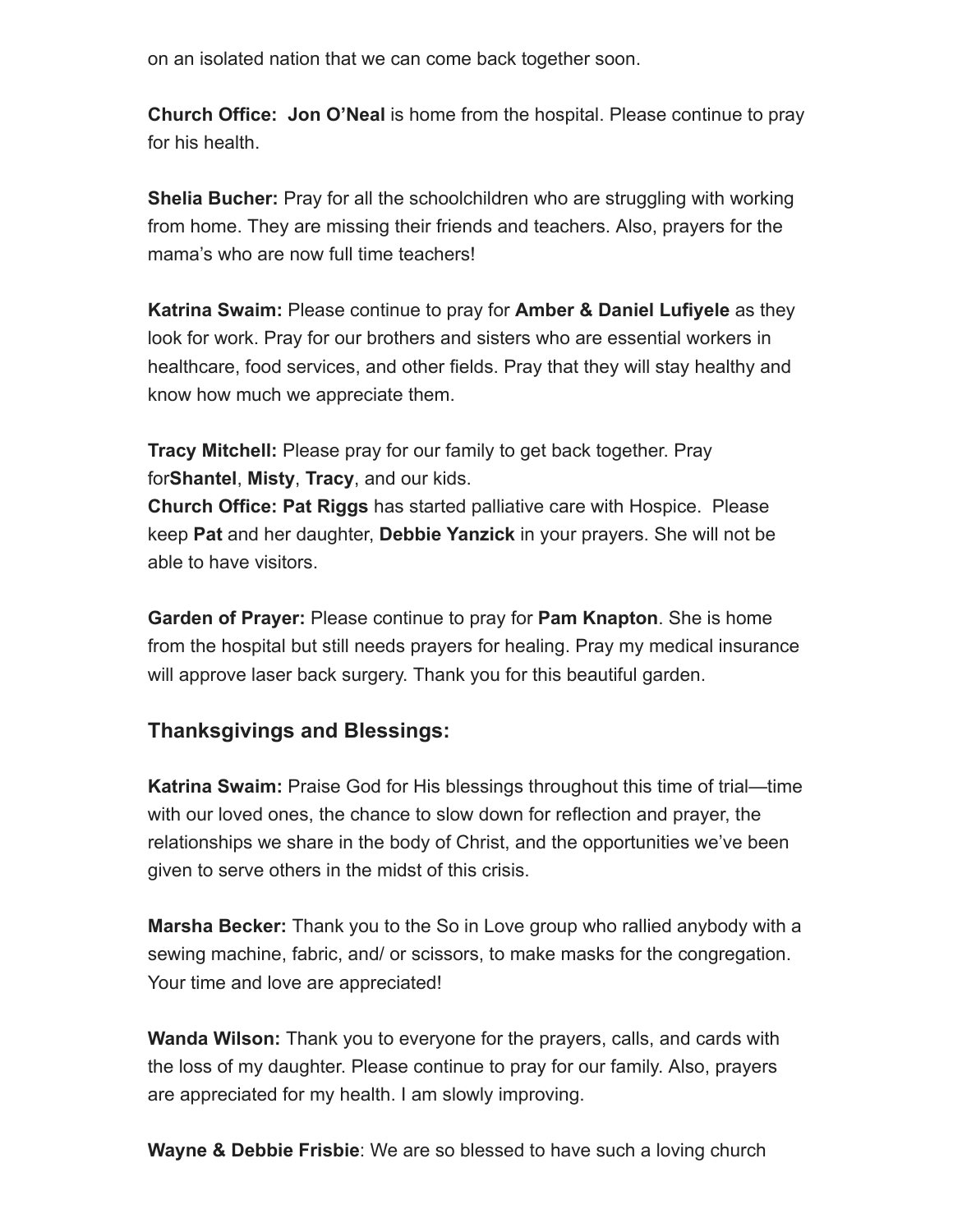on an isolated nation that we can come back together soon.

**Church Office: Jon O'Neal** is home from the hospital. Please continue to pray for his health.

**Shelia Bucher:** Pray for all the schoolchildren who are struggling with working from home. They are missing their friends and teachers. Also, prayers for the mama's who are now full time teachers!

**Katrina Swaim:** Please continue to pray for **Amber & Daniel Lufiyele** as they look for work. Pray for our brothers and sisters who are essential workers in healthcare, food services, and other fields. Pray that they will stay healthy and know how much we appreciate them.

**Tracy Mitchell:** Please pray for our family to get back together. Pray for**Shantel**, **Misty**, **Tracy**, and our kids.
**Church Office: Pat Riggs** has started palliative care with Hospice. Please keep **Pat** and her daughter, **Debbie Yanzick** in your prayers. She will not be able to have visitors.

**Garden of Prayer:** Please continue to pray for **Pam Knapton**. She is home from the hospital but still needs prayers for healing. Pray my medical insurance will approve laser back surgery. Thank you for this beautiful garden.

### Thanksgivings and Blessings:

**Katrina Swaim:** Praise God for His blessings throughout this time of trial—time with our loved ones, the chance to slow down for reflection and prayer, the relationships we share in the body of Christ, and the opportunities we've been given to serve others in the midst of this crisis.

**Marsha Becker:** Thank you to the So in Love group who rallied anybody with a sewing machine, fabric, and/ or scissors, to make masks for the congregation. Your time and love are appreciated!

**Wanda Wilson:** Thank you to everyone for the prayers, calls, and cards with the loss of my daughter. Please continue to pray for our family. Also, prayers are appreciated for my health. I am slowly improving.

**Wayne & Debbie Frisbie**: We are so blessed to have such a loving church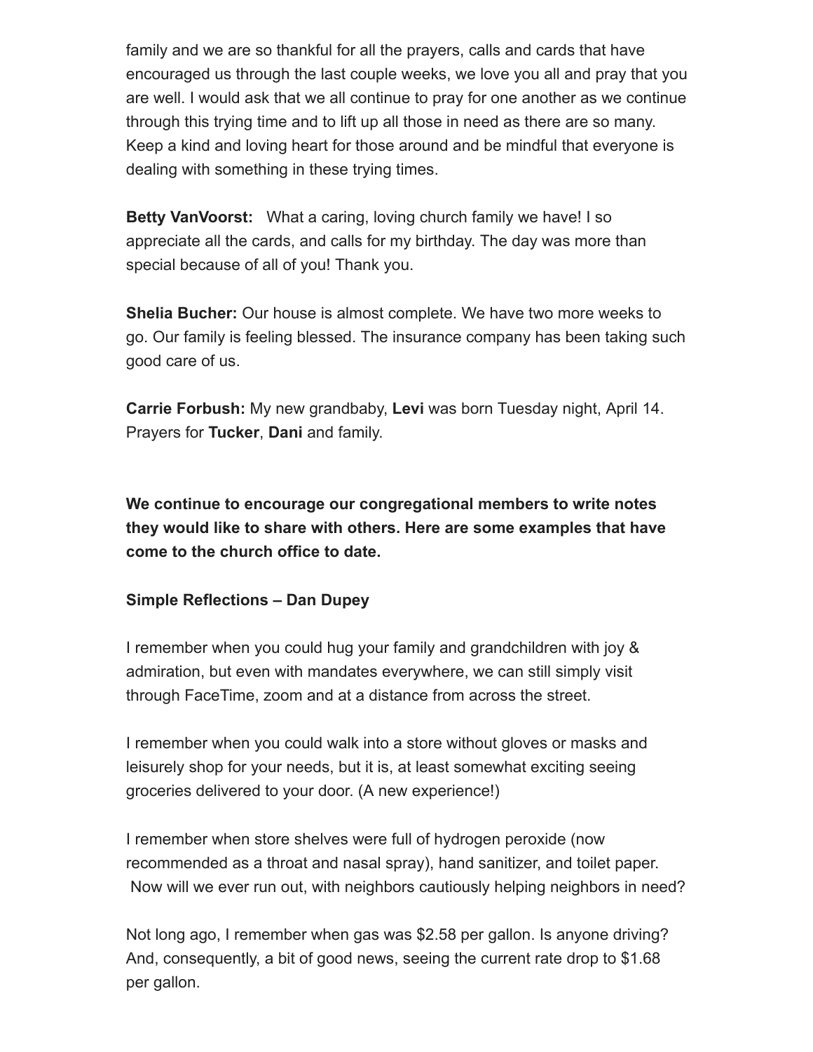family and we are so thankful for all the prayers, calls and cards that have encouraged us through the last couple weeks, we love you all and pray that you are well. I would ask that we all continue to pray for one another as we continue through this trying time and to lift up all those in need as there are so many. Keep a kind and loving heart for those around and be mindful that everyone is dealing with something in these trying times.

**Betty VanVoorst:** What a caring, loving church family we have! I so appreciate all the cards, and calls for my birthday. The day was more than special because of all of you! Thank you.

**Shelia Bucher:** Our house is almost complete. We have two more weeks to go. Our family is feeling blessed. The insurance company has been taking such good care of us.

**Carrie Forbush:** My new grandbaby, **Levi** was born Tuesday night, April 14. Prayers for **Tucker**, **Dani** and family.

**We continue to encourage our congregational members to write notes they would like to share with others. Here are some examples that have come to the church office to date.**

**Simple Reflections – Dan Dupey**

I remember when you could hug your family and grandchildren with joy & admiration, but even with mandates everywhere, we can still simply visit through FaceTime, zoom and at a distance from across the street.

I remember when you could walk into a store without gloves or masks and leisurely shop for your needs, but it is, at least somewhat exciting seeing groceries delivered to your door. (A new experience!)

I remember when store shelves were full of hydrogen peroxide (now recommended as a throat and nasal spray), hand sanitizer, and toilet paper. Now will we ever run out, with neighbors cautiously helping neighbors in need?

Not long ago, I remember when gas was $2.58 per gallon. Is anyone driving? And, consequently, a bit of good news, seeing the current rate drop to $1.68 per gallon.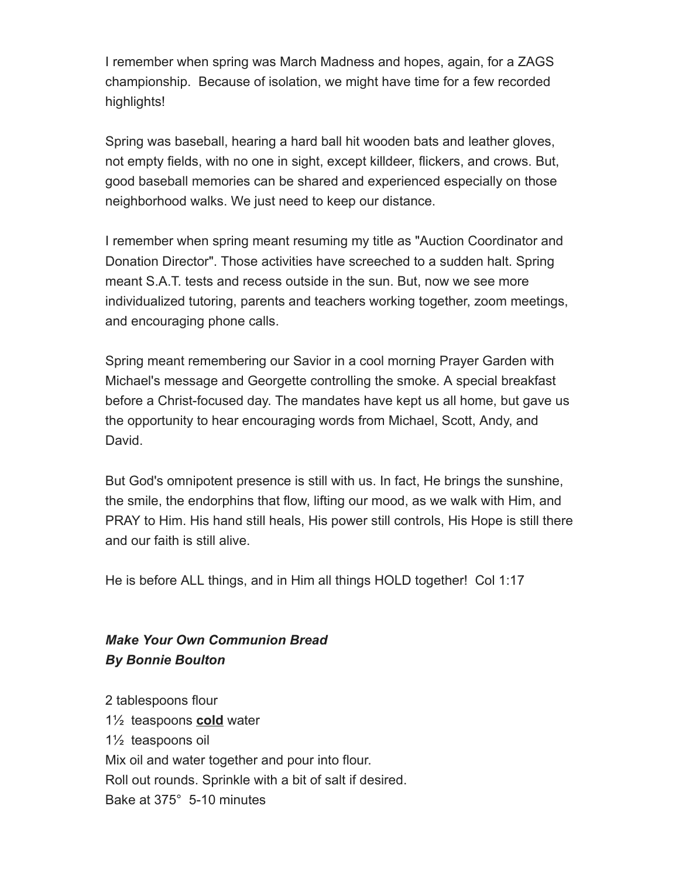I remember when spring was March Madness and hopes, again, for a ZAGS championship.  Because of isolation, we might have time for a few recorded highlights!

Spring was baseball, hearing a hard ball hit wooden bats and leather gloves, not empty fields, with no one in sight, except killdeer, flickers, and crows. But, good baseball memories can be shared and experienced especially on those neighborhood walks. We just need to keep our distance.

I remember when spring meant resuming my title as "Auction Coordinator and Donation Director". Those activities have screeched to a sudden halt. Spring meant S.A.T. tests and recess outside in the sun. But, now we see more individualized tutoring, parents and teachers working together, zoom meetings, and encouraging phone calls.

Spring meant remembering our Savior in a cool morning Prayer Garden with Michael's message and Georgette controlling the smoke. A special breakfast before a Christ-focused day. The mandates have kept us all home, but gave us the opportunity to hear encouraging words from Michael, Scott, Andy, and David.

But God's omnipotent presence is still with us. In fact, He brings the sunshine, the smile, the endorphins that flow, lifting our mood, as we walk with Him, and PRAY to Him. His hand still heals, His power still controls, His Hope is still there and our faith is still alive.

He is before ALL things, and in Him all things HOLD together!  Col 1:17

***Make Your Own Communion Bread***
***By Bonnie Boulton***

2 tablespoons flour
1½  teaspoons <u>**cold**</u> water
1½  teaspoons oil
Mix oil and water together and pour into flour.
Roll out rounds. Sprinkle with a bit of salt if desired.
Bake at 375°  5-10 minutes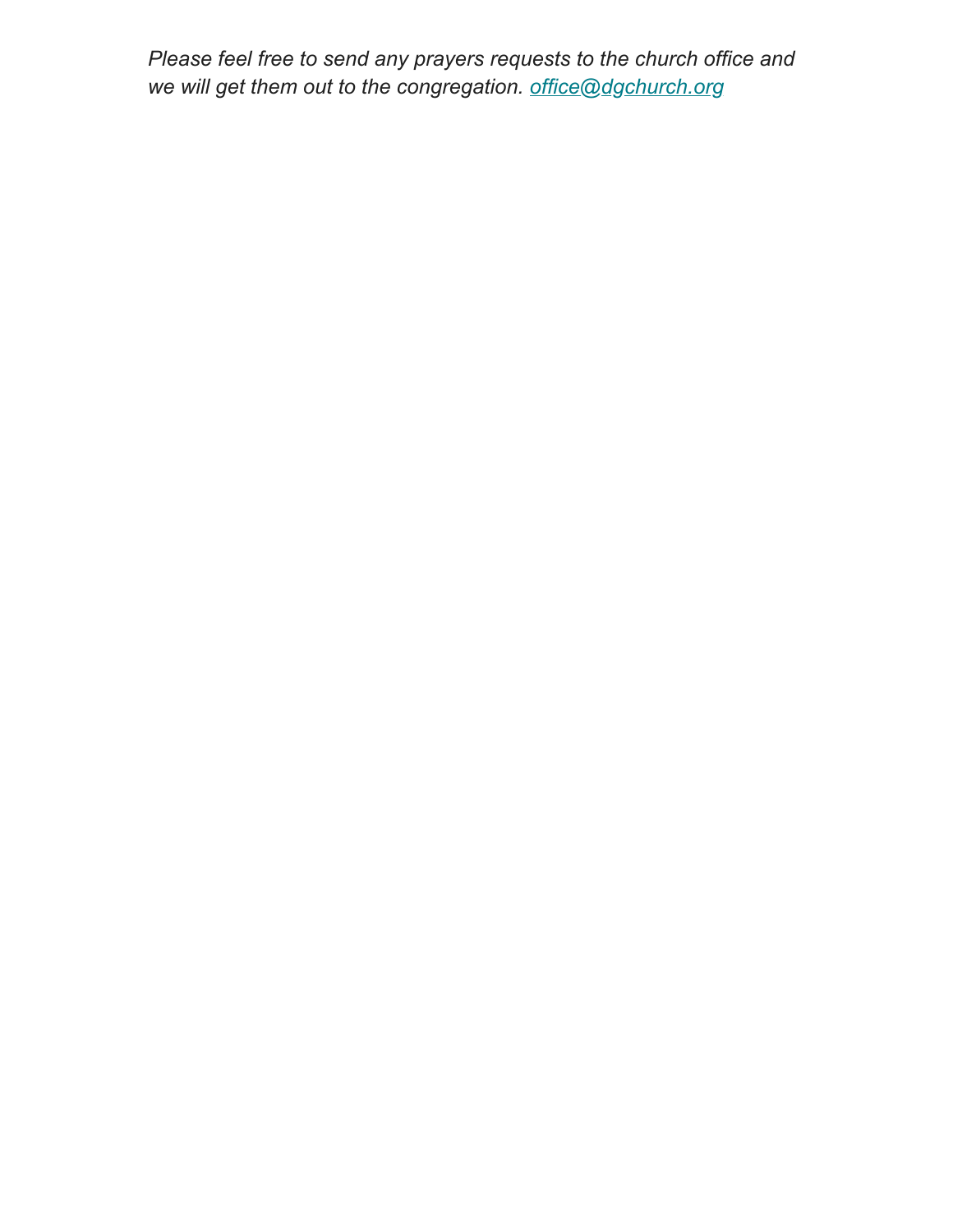*Please feel free to send any prayers requests to the church office and we will get them out to the congregation. [office@dgchurch.org](mailto:office@dgchurch.org)*